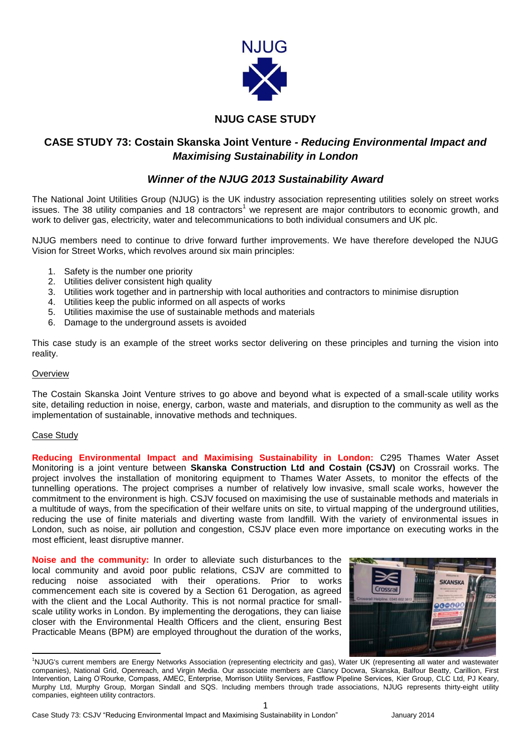# NJUG

## NJUG CASE STUDY

## CASE STUDY 73: Costain Skanska Joint Venture - *Reducing Environmental Impact and Maximising Sustainability in London*

### *Winner of the NJUG 2013 Sustainability Award*

The National Joint Utilities Group (NJUG) is the UK industry association representing utilities solely on street works issues. The 38 utility companies and 18 contractors[1] we represent are major contributors to economic growth, and work to deliver gas, electricity, water and telecommunications to both individual consumers and UK plc.

NJUG members need to continue to drive forward further improvements. We have therefore developed the NJUG Vision for Street Works, which revolves around six main principles:

1. Safety is the number one priority
2. Utilities deliver consistent high quality
3. Utilities work together and in partnership with local authorities and contractors to minimise disruption
4. Utilities keep the public informed on all aspects of works
5. Utilities maximise the use of sustainable methods and materials
6. Damage to the underground assets is avoided

This case study is an example of the street works sector delivering on these principles and turning the vision into reality.

Overview

The Costain Skanska Joint Venture strives to go above and beyond what is expected of a small-scale utility works site, detailing reduction in noise, energy, carbon, waste and materials, and disruption to the community as well as the implementation of sustainable, innovative methods and techniques.

Case Study

**Reducing Environmental Impact and Maximising Sustainability in London:** C295 Thames Water Asset Monitoring is a joint venture between **Skanska Construction Ltd and Costain (CSJV)** on Crossrail works. The project involves the installation of monitoring equipment to Thames Water Assets, to monitor the effects of the tunnelling operations. The project comprises a number of relatively low invasive, small scale works, however the commitment to the environment is high. CSJV focused on maximising the use of sustainable methods and materials in a multitude of ways, from the specification of their welfare units on site, to virtual mapping of the underground utilities, reducing the use of finite materials and diverting waste from landfill. With the variety of environmental issues in London, such as noise, air pollution and congestion, CSJV place even more importance on executing works in the most efficient, least disruptive manner.

**Noise and the community:** In order to alleviate such disturbances to the local community and avoid poor public relations, CSJV are committed to reducing noise associated with their operations. Prior to works commencement each site is covered by a Section 61 Derogation, as agreed with the client and the Local Authority. This is not normal practice for small-scale utility works in London. By implementing the derogations, they can liaise closer with the Environmental Health Officers and the client, ensuring Best Practicable Means (BPM) are employed throughout the duration of the works,

[1]NJUG's current members are Energy Networks Association (representing electricity and gas), Water UK (representing all water and wastewater companies), National Grid, Openreach, and Virgin Media. Our associate members are Clancy Docwra, Skanska, Balfour Beatty, Carillion, First Intervention, Laing O'Rourke, Compass, AMEC, Enterprise, Morrison Utility Services, Fastflow Pipeline Services, Kier Group, CLC Ltd, PJ Keary, Murphy Ltd, Murphy Group, Morgan Sindall and SQS. Including members through trade associations, NJUG represents thirty-eight utility companies, eighteen utility contractors.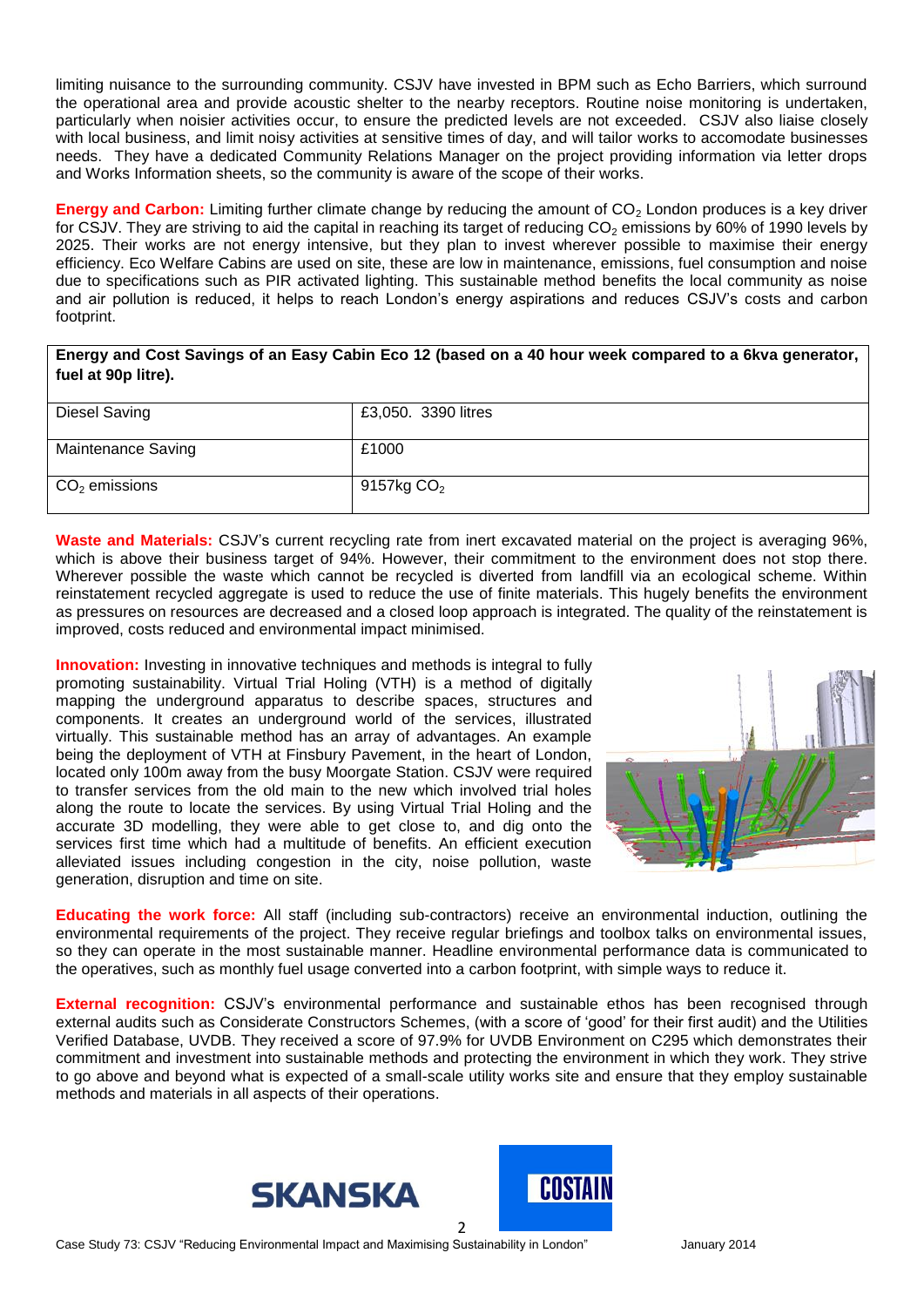limiting nuisance to the surrounding community. CSJV have invested in BPM such as Echo Barriers, which surround the operational area and provide acoustic shelter to the nearby receptors. Routine noise monitoring is undertaken, particularly when noisier activities occur, to ensure the predicted levels are not exceeded. CSJV also liaise closely with local business, and limit noisy activities at sensitive times of day, and will tailor works to accomodate businesses needs. They have a dedicated Community Relations Manager on the project providing information via letter drops and Works Information sheets, so the community is aware of the scope of their works.

**Energy and Carbon:** Limiting further climate change by reducing the amount of $CO_2$ London produces is a key driver for CSJV. They are striving to aid the capital in reaching its target of reducing $CO_2$ emissions by 60% of 1990 levels by 2025. Their works are not energy intensive, but they plan to invest wherever possible to maximise their energy efficiency. Eco Welfare Cabins are used on site, these are low in maintenance, emissions, fuel consumption and noise due to specifications such as PIR activated lighting. This sustainable method benefits the local community as noise and air pollution is reduced, it helps to reach London's energy aspirations and reduces CSJV's costs and carbon footprint.

**Energy and Cost Savings of an Easy Cabin Eco 12 (based on a 40 hour week compared to a 6kva generator, fuel at 90p litre).**

| | |
|---|---|
| Diesel Saving | £3,050. 3390 litres |
| Maintenance Saving | £1000 |
| $CO_2$ emissions | 9157kg $CO_2$ |

**Waste and Materials:** CSJV's current recycling rate from inert excavated material on the project is averaging 96%, which is above their business target of 94%. However, their commitment to the environment does not stop there. Wherever possible the waste which cannot be recycled is diverted from landfill via an ecological scheme. Within reinstatement recycled aggregate is used to reduce the use of finite materials. This hugely benefits the environment as pressures on resources are decreased and a closed loop approach is integrated. The quality of the reinstatement is improved, costs reduced and environmental impact minimised.

**Innovation:** Investing in innovative techniques and methods is integral to fully promoting sustainability. Virtual Trial Holing (VTH) is a method of digitally mapping the underground apparatus to describe spaces, structures and components. It creates an underground world of the services, illustrated virtually. This sustainable method has an array of advantages. An example being the deployment of VTH at Finsbury Pavement, in the heart of London, located only 100m away from the busy Moorgate Station. CSJV were required to transfer services from the old main to the new which involved trial holes along the route to locate the services. By using Virtual Trial Holing and the accurate 3D modelling, they were able to get close to, and dig onto the services first time which had a multitude of benefits. An efficient execution alleviated issues including congestion in the city, noise pollution, waste generation, disruption and time on site.

**Educating the work force:** All staff (including sub-contractors) receive an environmental induction, outlining the environmental requirements of the project. They receive regular briefings and toolbox talks on environmental issues, so they can operate in the most sustainable manner. Headline environmental performance data is communicated to the operatives, such as monthly fuel usage converted into a carbon footprint, with simple ways to reduce it.

**External recognition:** CSJV's environmental performance and sustainable ethos has been recognised through external audits such as Considerate Constructors Schemes, (with a score of 'good' for their first audit) and the Utilities Verified Database, UVDB. They received a score of 97.9% for UVDB Environment on C295 which demonstrates their commitment and investment into sustainable methods and protecting the environment in which they work. They strive to go above and beyond what is expected of a small-scale utility works site and ensure that they employ sustainable methods and materials in all aspects of their operations.

SKANSKA

COSTAIN